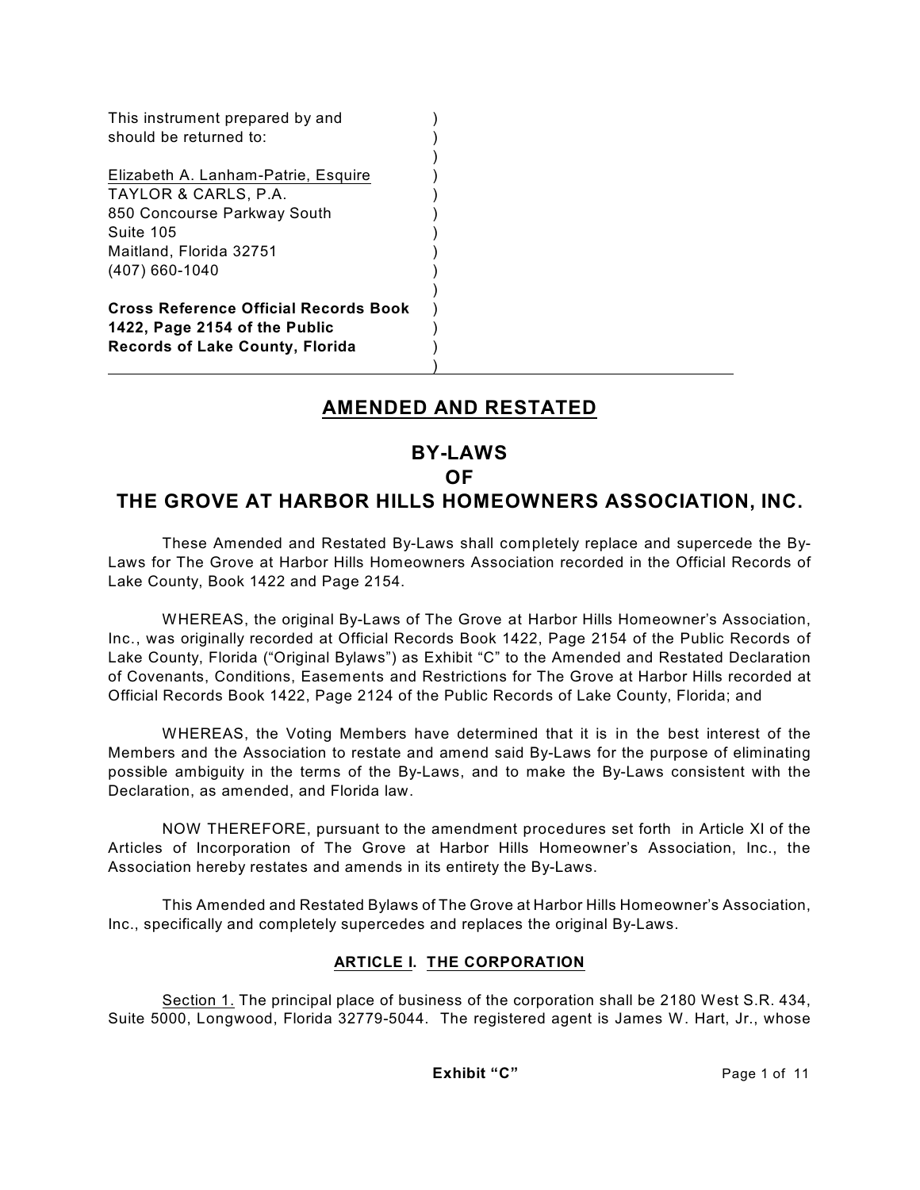This instrument prepared by and should be returned to:

Elizabeth A. Lanham-Patrie, Esquire
TAYLOR & CARLS, P.A.
850 Concourse Parkway South
Suite 105
Maitland, Florida 32751
(407) 660-1040

**Cross Reference Official Records Book 1422, Page 2154 of the Public Records of Lake County, Florida**

---

# AMENDED AND RESTATED

# BY-LAWS
# OF
# THE GROVE AT HARBOR HILLS HOMEOWNERS ASSOCIATION, INC.

These Amended and Restated By-Laws shall completely replace and supercede the By-Laws for The Grove at Harbor Hills Homeowners Association recorded in the Official Records of Lake County, Book 1422 and Page 2154.

WHEREAS, the original By-Laws of The Grove at Harbor Hills Homeowner's Association, Inc., was originally recorded at Official Records Book 1422, Page 2154 of the Public Records of Lake County, Florida ("Original Bylaws") as Exhibit "C" to the Amended and Restated Declaration of Covenants, Conditions, Easements and Restrictions for The Grove at Harbor Hills recorded at Official Records Book 1422, Page 2124 of the Public Records of Lake County, Florida; and

WHEREAS, the Voting Members have determined that it is in the best interest of the Members and the Association to restate and amend said By-Laws for the purpose of eliminating possible ambiguity in the terms of the By-Laws, and to make the By-Laws consistent with the Declaration, as amended, and Florida law.

NOW THEREFORE, pursuant to the amendment procedures set forth in Article XI of the Articles of Incorporation of The Grove at Harbor Hills Homeowner's Association, Inc., the Association hereby restates and amends in its entirety the By-Laws.

This Amended and Restated Bylaws of The Grove at Harbor Hills Homeowner's Association, Inc., specifically and completely supercedes and replaces the original By-Laws.

## ARTICLE I. THE CORPORATION

Section 1. The principal place of business of the corporation shall be 2180 West S.R. 434, Suite 5000, Longwood, Florida 32779-5044. The registered agent is James W. Hart, Jr., whose

**Exhibit "C"**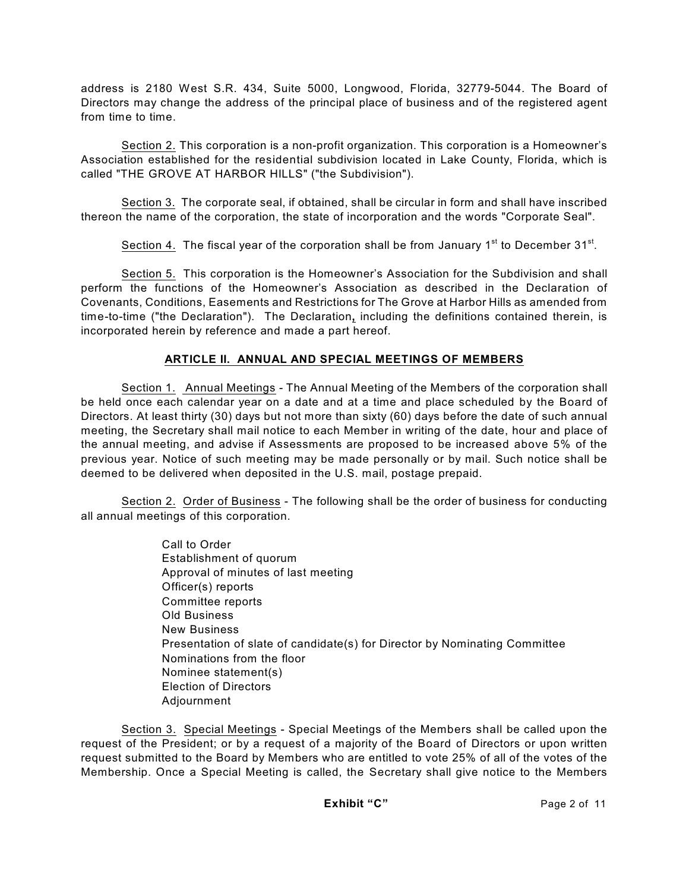address is 2180 West S.R. 434, Suite 5000, Longwood, Florida, 32779-5044. The Board of Directors may change the address of the principal place of business and of the registered agent from time to time.

Section 2. This corporation is a non-profit organization. This corporation is a Homeowner's Association established for the residential subdivision located in Lake County, Florida, which is called "THE GROVE AT HARBOR HILLS" ("the Subdivision").

Section 3. The corporate seal, if obtained, shall be circular in form and shall have inscribed thereon the name of the corporation, the state of incorporation and the words "Corporate Seal".

Section 4. The fiscal year of the corporation shall be from January 1st to December 31st.

Section 5. This corporation is the Homeowner's Association for the Subdivision and shall perform the functions of the Homeowner's Association as described in the Declaration of Covenants, Conditions, Easements and Restrictions for The Grove at Harbor Hills as amended from time-to-time ("the Declaration"). The Declaration, including the definitions contained therein, is incorporated herein by reference and made a part hereof.

**ARTICLE II. ANNUAL AND SPECIAL MEETINGS OF MEMBERS**

Section 1. Annual Meetings - The Annual Meeting of the Members of the corporation shall be held once each calendar year on a date and at a time and place scheduled by the Board of Directors. At least thirty (30) days but not more than sixty (60) days before the date of such annual meeting, the Secretary shall mail notice to each Member in writing of the date, hour and place of the annual meeting, and advise if Assessments are proposed to be increased above 5% of the previous year. Notice of such meeting may be made personally or by mail. Such notice shall be deemed to be delivered when deposited in the U.S. mail, postage prepaid.

Section 2. Order of Business - The following shall be the order of business for conducting all annual meetings of this corporation.

Call to Order
Establishment of quorum
Approval of minutes of last meeting
Officer(s) reports
Committee reports
Old Business
New Business
Presentation of slate of candidate(s) for Director by Nominating Committee
Nominations from the floor
Nominee statement(s)
Election of Directors
Adjournment

Section 3. Special Meetings - Special Meetings of the Members shall be called upon the request of the President; or by a request of a majority of the Board of Directors or upon written request submitted to the Board by Members who are entitled to vote 25% of all of the votes of the Membership. Once a Special Meeting is called, the Secretary shall give notice to the Members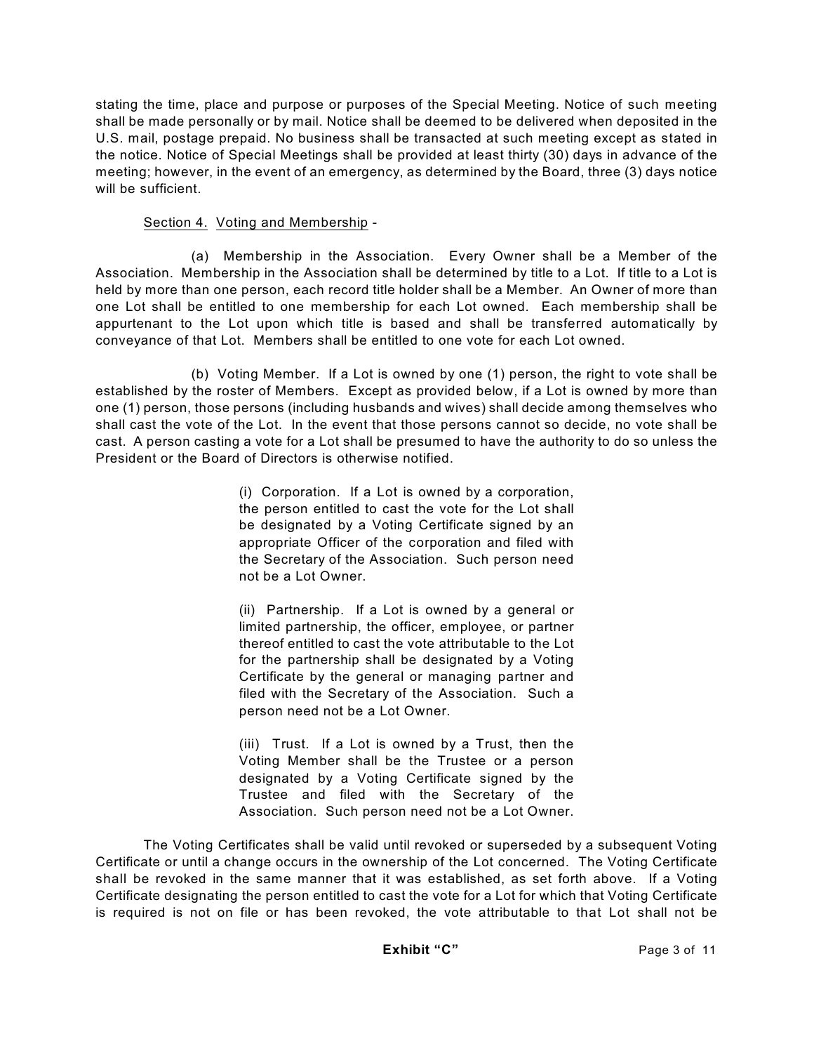stating the time, place and purpose or purposes of the Special Meeting. Notice of such meeting shall be made personally or by mail. Notice shall be deemed to be delivered when deposited in the U.S. mail, postage prepaid. No business shall be transacted at such meeting except as stated in the notice. Notice of Special Meetings shall be provided at least thirty (30) days in advance of the meeting; however, in the event of an emergency, as determined by the Board, three (3) days notice will be sufficient.

Section 4. Voting and Membership -

(a) Membership in the Association. Every Owner shall be a Member of the Association. Membership in the Association shall be determined by title to a Lot. If title to a Lot is held by more than one person, each record title holder shall be a Member. An Owner of more than one Lot shall be entitled to one membership for each Lot owned. Each membership shall be appurtenant to the Lot upon which title is based and shall be transferred automatically by conveyance of that Lot. Members shall be entitled to one vote for each Lot owned.

(b) Voting Member. If a Lot is owned by one (1) person, the right to vote shall be established by the roster of Members. Except as provided below, if a Lot is owned by more than one (1) person, those persons (including husbands and wives) shall decide among themselves who shall cast the vote of the Lot. In the event that those persons cannot so decide, no vote shall be cast. A person casting a vote for a Lot shall be presumed to have the authority to do so unless the President or the Board of Directors is otherwise notified.

(i) Corporation. If a Lot is owned by a corporation, the person entitled to cast the vote for the Lot shall be designated by a Voting Certificate signed by an appropriate Officer of the corporation and filed with the Secretary of the Association. Such person need not be a Lot Owner.

(ii) Partnership. If a Lot is owned by a general or limited partnership, the officer, employee, or partner thereof entitled to cast the vote attributable to the Lot for the partnership shall be designated by a Voting Certificate by the general or managing partner and filed with the Secretary of the Association. Such a person need not be a Lot Owner.

(iii) Trust. If a Lot is owned by a Trust, then the Voting Member shall be the Trustee or a person designated by a Voting Certificate signed by the Trustee and filed with the Secretary of the Association. Such person need not be a Lot Owner.

The Voting Certificates shall be valid until revoked or superseded by a subsequent Voting Certificate or until a change occurs in the ownership of the Lot concerned. The Voting Certificate shall be revoked in the same manner that it was established, as set forth above. If a Voting Certificate designating the person entitled to cast the vote for a Lot for which that Voting Certificate is required is not on file or has been revoked, the vote attributable to that Lot shall not be

**Exhibit "C"**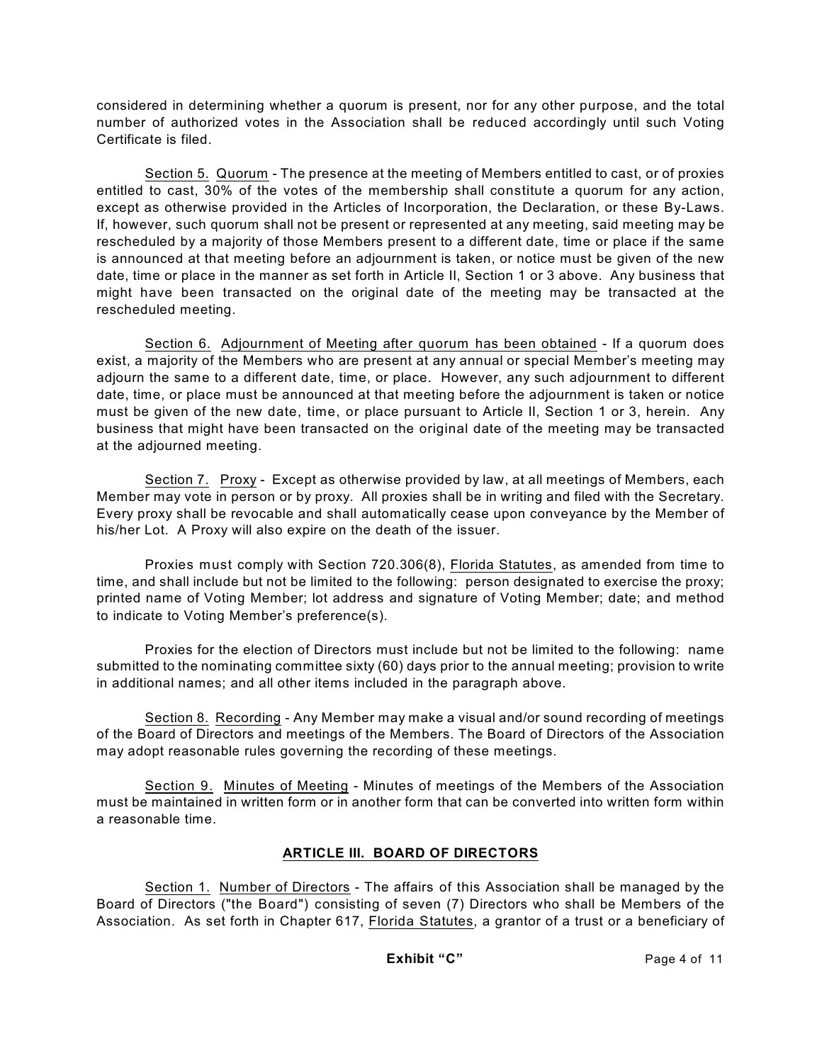considered in determining whether a quorum is present, nor for any other purpose, and the total number of authorized votes in the Association shall be reduced accordingly until such Voting Certificate is filed.

Section 5. Quorum - The presence at the meeting of Members entitled to cast, or of proxies entitled to cast, 30% of the votes of the membership shall constitute a quorum for any action, except as otherwise provided in the Articles of Incorporation, the Declaration, or these By-Laws. If, however, such quorum shall not be present or represented at any meeting, said meeting may be rescheduled by a majority of those Members present to a different date, time or place if the same is announced at that meeting before an adjournment is taken, or notice must be given of the new date, time or place in the manner as set forth in Article II, Section 1 or 3 above. Any business that might have been transacted on the original date of the meeting may be transacted at the rescheduled meeting.

Section 6. Adjournment of Meeting after quorum has been obtained - If a quorum does exist, a majority of the Members who are present at any annual or special Member's meeting may adjourn the same to a different date, time, or place. However, any such adjournment to different date, time, or place must be announced at that meeting before the adjournment is taken or notice must be given of the new date, time, or place pursuant to Article II, Section 1 or 3, herein. Any business that might have been transacted on the original date of the meeting may be transacted at the adjourned meeting.

Section 7. Proxy - Except as otherwise provided by law, at all meetings of Members, each Member may vote in person or by proxy. All proxies shall be in writing and filed with the Secretary. Every proxy shall be revocable and shall automatically cease upon conveyance by the Member of his/her Lot. A Proxy will also expire on the death of the issuer.

Proxies must comply with Section 720.306(8), Florida Statutes, as amended from time to time, and shall include but not be limited to the following: person designated to exercise the proxy; printed name of Voting Member; lot address and signature of Voting Member; date; and method to indicate to Voting Member's preference(s).

Proxies for the election of Directors must include but not be limited to the following: name submitted to the nominating committee sixty (60) days prior to the annual meeting; provision to write in additional names; and all other items included in the paragraph above.

Section 8. Recording - Any Member may make a visual and/or sound recording of meetings of the Board of Directors and meetings of the Members. The Board of Directors of the Association may adopt reasonable rules governing the recording of these meetings.

Section 9. Minutes of Meeting - Minutes of meetings of the Members of the Association must be maintained in written form or in another form that can be converted into written form within a reasonable time.

## ARTICLE III. BOARD OF DIRECTORS

Section 1. Number of Directors - The affairs of this Association shall be managed by the Board of Directors ("the Board") consisting of seven (7) Directors who shall be Members of the Association. As set forth in Chapter 617, Florida Statutes, a grantor of a trust or a beneficiary of

**Exhibit "C"**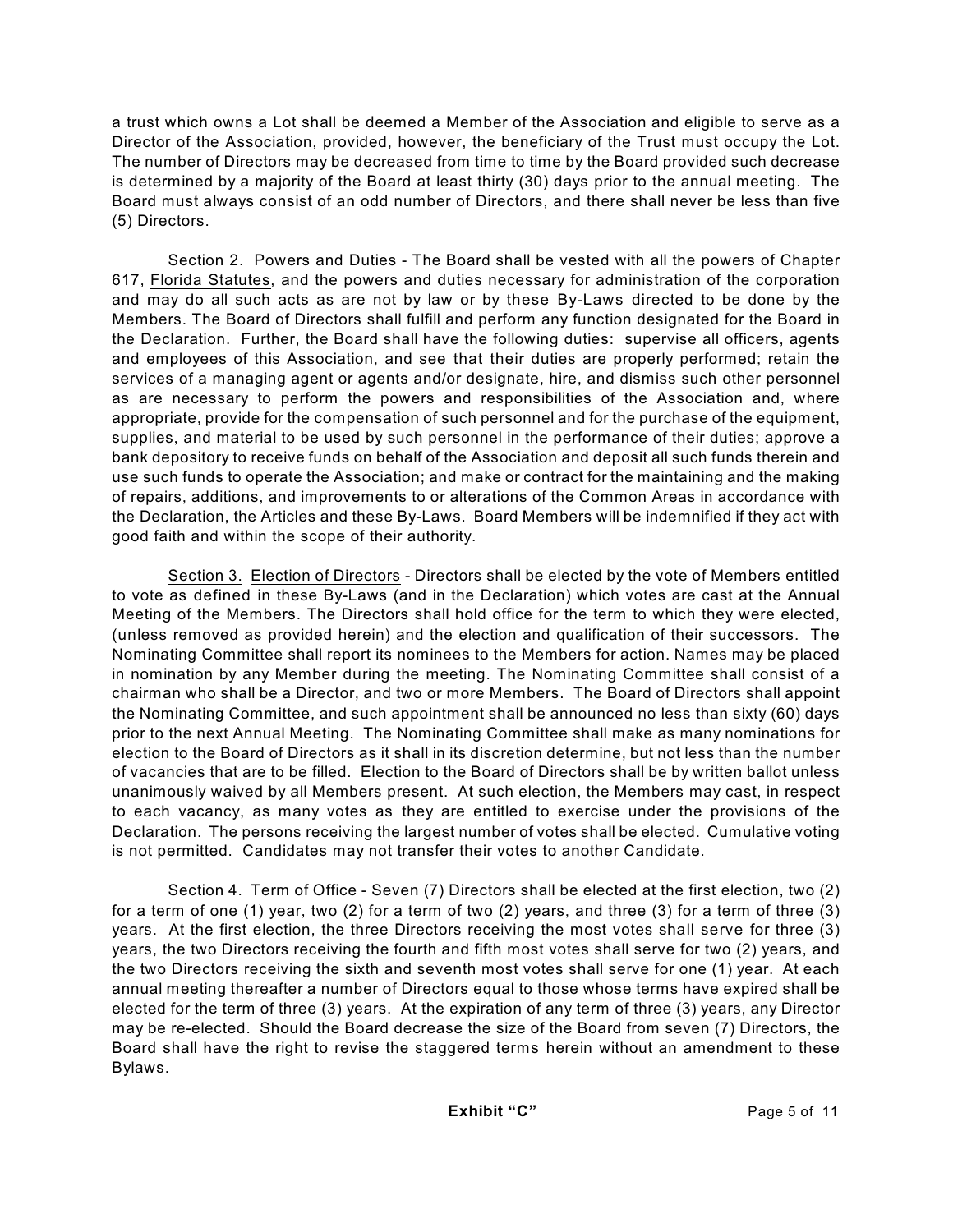a trust which owns a Lot shall be deemed a Member of the Association and eligible to serve as a Director of the Association, provided, however, the beneficiary of the Trust must occupy the Lot. The number of Directors may be decreased from time to time by the Board provided such decrease is determined by a majority of the Board at least thirty (30) days prior to the annual meeting. The Board must always consist of an odd number of Directors, and there shall never be less than five (5) Directors.

Section 2. Powers and Duties - The Board shall be vested with all the powers of Chapter 617, Florida Statutes, and the powers and duties necessary for administration of the corporation and may do all such acts as are not by law or by these By-Laws directed to be done by the Members. The Board of Directors shall fulfill and perform any function designated for the Board in the Declaration. Further, the Board shall have the following duties: supervise all officers, agents and employees of this Association, and see that their duties are properly performed; retain the services of a managing agent or agents and/or designate, hire, and dismiss such other personnel as are necessary to perform the powers and responsibilities of the Association and, where appropriate, provide for the compensation of such personnel and for the purchase of the equipment, supplies, and material to be used by such personnel in the performance of their duties; approve a bank depository to receive funds on behalf of the Association and deposit all such funds therein and use such funds to operate the Association; and make or contract for the maintaining and the making of repairs, additions, and improvements to or alterations of the Common Areas in accordance with the Declaration, the Articles and these By-Laws. Board Members will be indemnified if they act with good faith and within the scope of their authority.

Section 3. Election of Directors - Directors shall be elected by the vote of Members entitled to vote as defined in these By-Laws (and in the Declaration) which votes are cast at the Annual Meeting of the Members. The Directors shall hold office for the term to which they were elected, (unless removed as provided herein) and the election and qualification of their successors. The Nominating Committee shall report its nominees to the Members for action. Names may be placed in nomination by any Member during the meeting. The Nominating Committee shall consist of a chairman who shall be a Director, and two or more Members. The Board of Directors shall appoint the Nominating Committee, and such appointment shall be announced no less than sixty (60) days prior to the next Annual Meeting. The Nominating Committee shall make as many nominations for election to the Board of Directors as it shall in its discretion determine, but not less than the number of vacancies that are to be filled. Election to the Board of Directors shall be by written ballot unless unanimously waived by all Members present. At such election, the Members may cast, in respect to each vacancy, as many votes as they are entitled to exercise under the provisions of the Declaration. The persons receiving the largest number of votes shall be elected. Cumulative voting is not permitted. Candidates may not transfer their votes to another Candidate.

Section 4. Term of Office - Seven (7) Directors shall be elected at the first election, two (2) for a term of one (1) year, two (2) for a term of two (2) years, and three (3) for a term of three (3) years. At the first election, the three Directors receiving the most votes shall serve for three (3) years, the two Directors receiving the fourth and fifth most votes shall serve for two (2) years, and the two Directors receiving the sixth and seventh most votes shall serve for one (1) year. At each annual meeting thereafter a number of Directors equal to those whose terms have expired shall be elected for the term of three (3) years. At the expiration of any term of three (3) years, any Director may be re-elected. Should the Board decrease the size of the Board from seven (7) Directors, the Board shall have the right to revise the staggered terms herein without an amendment to these Bylaws.

**Exhibit "C"**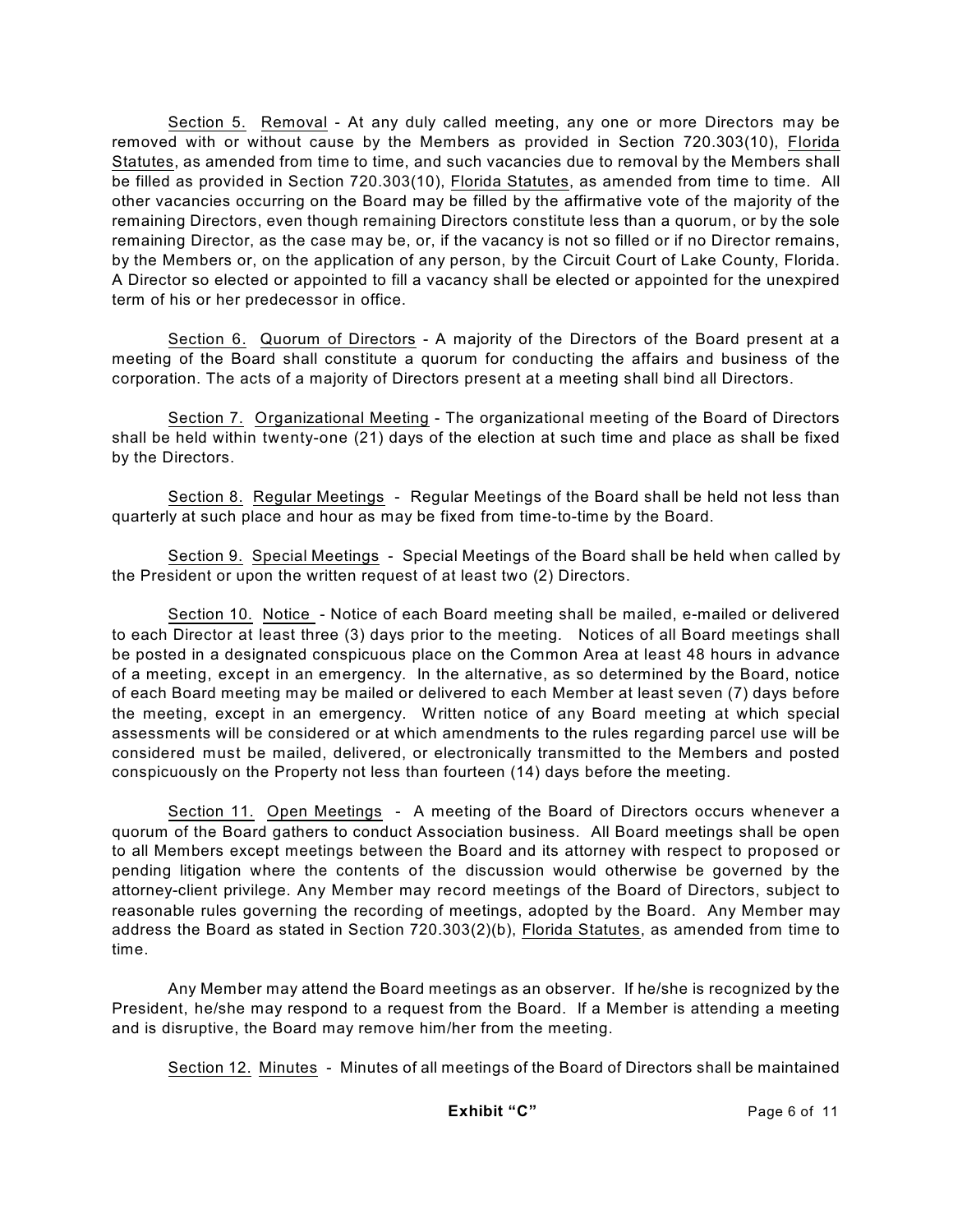Section 5. Removal - At any duly called meeting, any one or more Directors may be removed with or without cause by the Members as provided in Section 720.303(10), Florida Statutes, as amended from time to time, and such vacancies due to removal by the Members shall be filled as provided in Section 720.303(10), Florida Statutes, as amended from time to time. All other vacancies occurring on the Board may be filled by the affirmative vote of the majority of the remaining Directors, even though remaining Directors constitute less than a quorum, or by the sole remaining Director, as the case may be, or, if the vacancy is not so filled or if no Director remains, by the Members or, on the application of any person, by the Circuit Court of Lake County, Florida. A Director so elected or appointed to fill a vacancy shall be elected or appointed for the unexpired term of his or her predecessor in office.

Section 6. Quorum of Directors - A majority of the Directors of the Board present at a meeting of the Board shall constitute a quorum for conducting the affairs and business of the corporation. The acts of a majority of Directors present at a meeting shall bind all Directors.

Section 7. Organizational Meeting - The organizational meeting of the Board of Directors shall be held within twenty-one (21) days of the election at such time and place as shall be fixed by the Directors.

Section 8. Regular Meetings - Regular Meetings of the Board shall be held not less than quarterly at such place and hour as may be fixed from time-to-time by the Board.

Section 9. Special Meetings - Special Meetings of the Board shall be held when called by the President or upon the written request of at least two (2) Directors.

Section 10. Notice - Notice of each Board meeting shall be mailed, e-mailed or delivered to each Director at least three (3) days prior to the meeting. Notices of all Board meetings shall be posted in a designated conspicuous place on the Common Area at least 48 hours in advance of a meeting, except in an emergency. In the alternative, as so determined by the Board, notice of each Board meeting may be mailed or delivered to each Member at least seven (7) days before the meeting, except in an emergency. Written notice of any Board meeting at which special assessments will be considered or at which amendments to the rules regarding parcel use will be considered must be mailed, delivered, or electronically transmitted to the Members and posted conspicuously on the Property not less than fourteen (14) days before the meeting.

Section 11. Open Meetings - A meeting of the Board of Directors occurs whenever a quorum of the Board gathers to conduct Association business. All Board meetings shall be open to all Members except meetings between the Board and its attorney with respect to proposed or pending litigation where the contents of the discussion would otherwise be governed by the attorney-client privilege. Any Member may record meetings of the Board of Directors, subject to reasonable rules governing the recording of meetings, adopted by the Board. Any Member may address the Board as stated in Section 720.303(2)(b), Florida Statutes, as amended from time to time.

Any Member may attend the Board meetings as an observer. If he/she is recognized by the President, he/she may respond to a request from the Board. If a Member is attending a meeting and is disruptive, the Board may remove him/her from the meeting.

Section 12. Minutes - Minutes of all meetings of the Board of Directors shall be maintained

**Exhibit "C"**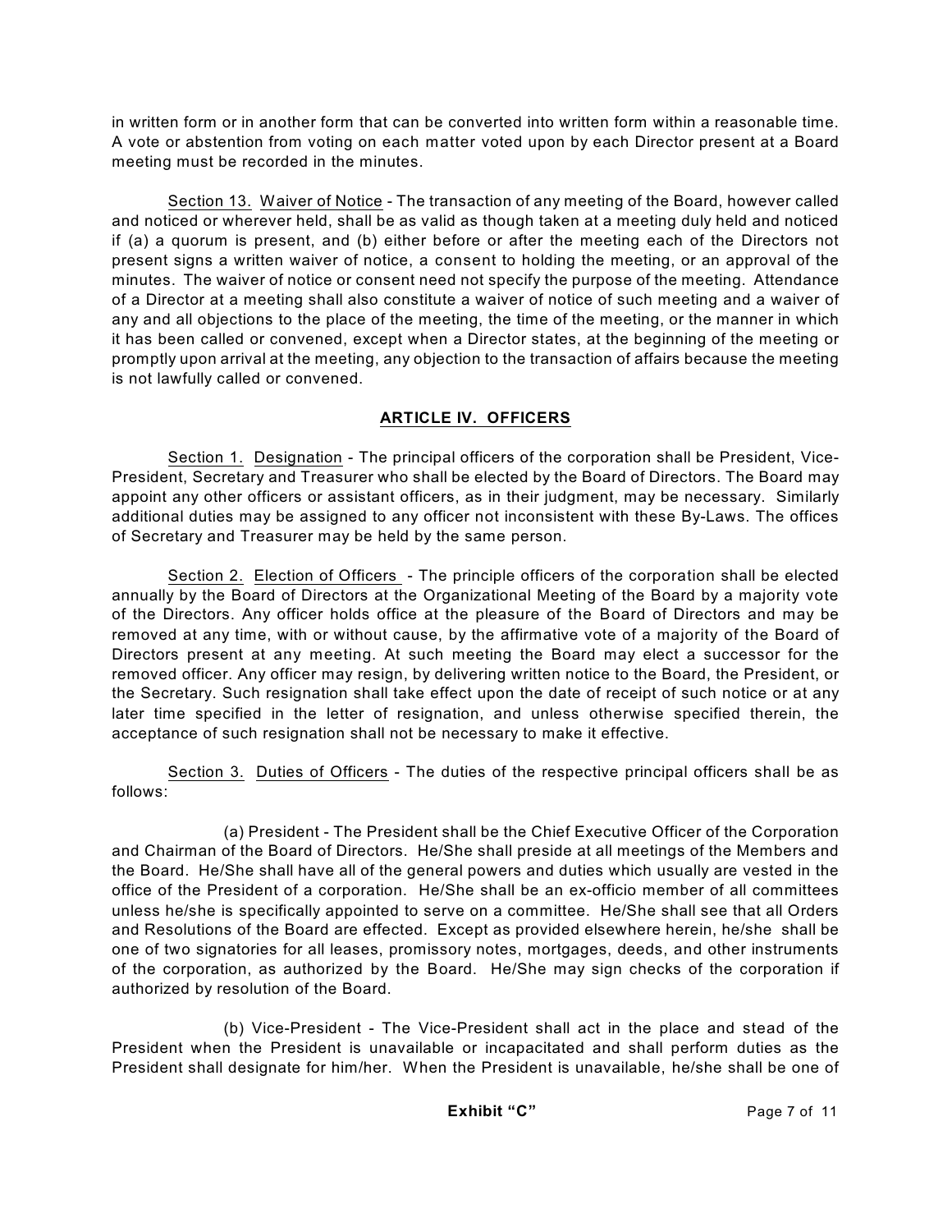in written form or in another form that can be converted into written form within a reasonable time. A vote or abstention from voting on each matter voted upon by each Director present at a Board meeting must be recorded in the minutes.

Section 13. Waiver of Notice - The transaction of any meeting of the Board, however called and noticed or wherever held, shall be as valid as though taken at a meeting duly held and noticed if (a) a quorum is present, and (b) either before or after the meeting each of the Directors not present signs a written waiver of notice, a consent to holding the meeting, or an approval of the minutes. The waiver of notice or consent need not specify the purpose of the meeting. Attendance of a Director at a meeting shall also constitute a waiver of notice of such meeting and a waiver of any and all objections to the place of the meeting, the time of the meeting, or the manner in which it has been called or convened, except when a Director states, at the beginning of the meeting or promptly upon arrival at the meeting, any objection to the transaction of affairs because the meeting is not lawfully called or convened.

## ARTICLE IV. OFFICERS

Section 1. Designation - The principal officers of the corporation shall be President, Vice-President, Secretary and Treasurer who shall be elected by the Board of Directors. The Board may appoint any other officers or assistant officers, as in their judgment, may be necessary. Similarly additional duties may be assigned to any officer not inconsistent with these By-Laws. The offices of Secretary and Treasurer may be held by the same person.

Section 2. Election of Officers - The principle officers of the corporation shall be elected annually by the Board of Directors at the Organizational Meeting of the Board by a majority vote of the Directors. Any officer holds office at the pleasure of the Board of Directors and may be removed at any time, with or without cause, by the affirmative vote of a majority of the Board of Directors present at any meeting. At such meeting the Board may elect a successor for the removed officer. Any officer may resign, by delivering written notice to the Board, the President, or the Secretary. Such resignation shall take effect upon the date of receipt of such notice or at any later time specified in the letter of resignation, and unless otherwise specified therein, the acceptance of such resignation shall not be necessary to make it effective.

Section 3. Duties of Officers - The duties of the respective principal officers shall be as follows:

(a) President - The President shall be the Chief Executive Officer of the Corporation and Chairman of the Board of Directors. He/She shall preside at all meetings of the Members and the Board. He/She shall have all of the general powers and duties which usually are vested in the office of the President of a corporation. He/She shall be an ex-officio member of all committees unless he/she is specifically appointed to serve on a committee. He/She shall see that all Orders and Resolutions of the Board are effected. Except as provided elsewhere herein, he/she shall be one of two signatories for all leases, promissory notes, mortgages, deeds, and other instruments of the corporation, as authorized by the Board. He/She may sign checks of the corporation if authorized by resolution of the Board.

(b) Vice-President - The Vice-President shall act in the place and stead of the President when the President is unavailable or incapacitated and shall perform duties as the President shall designate for him/her. When the President is unavailable, he/she shall be one of

**Exhibit "C"**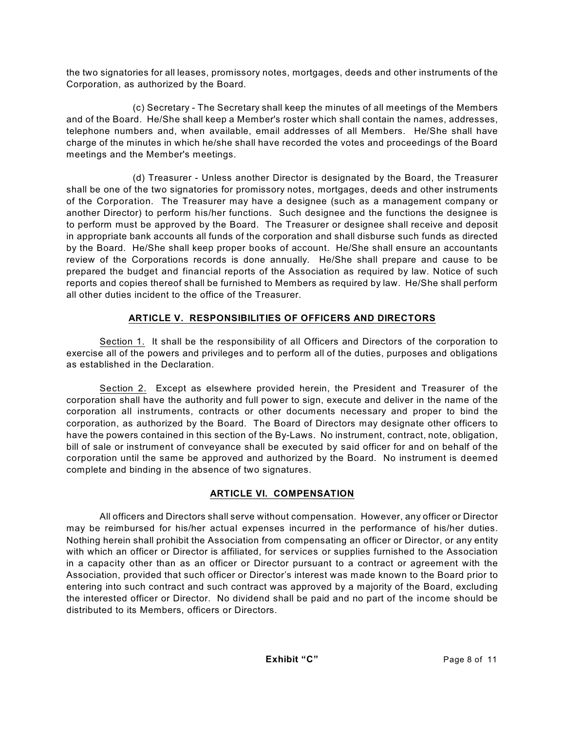the two signatories for all leases, promissory notes, mortgages, deeds and other instruments of the Corporation, as authorized by the Board.

(c) Secretary - The Secretary shall keep the minutes of all meetings of the Members and of the Board. He/She shall keep a Member's roster which shall contain the names, addresses, telephone numbers and, when available, email addresses of all Members. He/She shall have charge of the minutes in which he/she shall have recorded the votes and proceedings of the Board meetings and the Member's meetings.

(d) Treasurer - Unless another Director is designated by the Board, the Treasurer shall be one of the two signatories for promissory notes, mortgages, deeds and other instruments of the Corporation. The Treasurer may have a designee (such as a management company or another Director) to perform his/her functions. Such designee and the functions the designee is to perform must be approved by the Board. The Treasurer or designee shall receive and deposit in appropriate bank accounts all funds of the corporation and shall disburse such funds as directed by the Board. He/She shall keep proper books of account. He/She shall ensure an accountants review of the Corporations records is done annually. He/She shall prepare and cause to be prepared the budget and financial reports of the Association as required by law. Notice of such reports and copies thereof shall be furnished to Members as required by law. He/She shall perform all other duties incident to the office of the Treasurer.

## ARTICLE V. RESPONSIBILITIES OF OFFICERS AND DIRECTORS

Section 1. It shall be the responsibility of all Officers and Directors of the corporation to exercise all of the powers and privileges and to perform all of the duties, purposes and obligations as established in the Declaration.

Section 2. Except as elsewhere provided herein, the President and Treasurer of the corporation shall have the authority and full power to sign, execute and deliver in the name of the corporation all instruments, contracts or other documents necessary and proper to bind the corporation, as authorized by the Board. The Board of Directors may designate other officers to have the powers contained in this section of the By-Laws. No instrument, contract, note, obligation, bill of sale or instrument of conveyance shall be executed by said officer for and on behalf of the corporation until the same be approved and authorized by the Board. No instrument is deemed complete and binding in the absence of two signatures.

## ARTICLE VI. COMPENSATION

All officers and Directors shall serve without compensation. However, any officer or Director may be reimbursed for his/her actual expenses incurred in the performance of his/her duties. Nothing herein shall prohibit the Association from compensating an officer or Director, or any entity with which an officer or Director is affiliated, for services or supplies furnished to the Association in a capacity other than as an officer or Director pursuant to a contract or agreement with the Association, provided that such officer or Director's interest was made known to the Board prior to entering into such contract and such contract was approved by a majority of the Board, excluding the interested officer or Director. No dividend shall be paid and no part of the income should be distributed to its Members, officers or Directors.

**Exhibit "C"**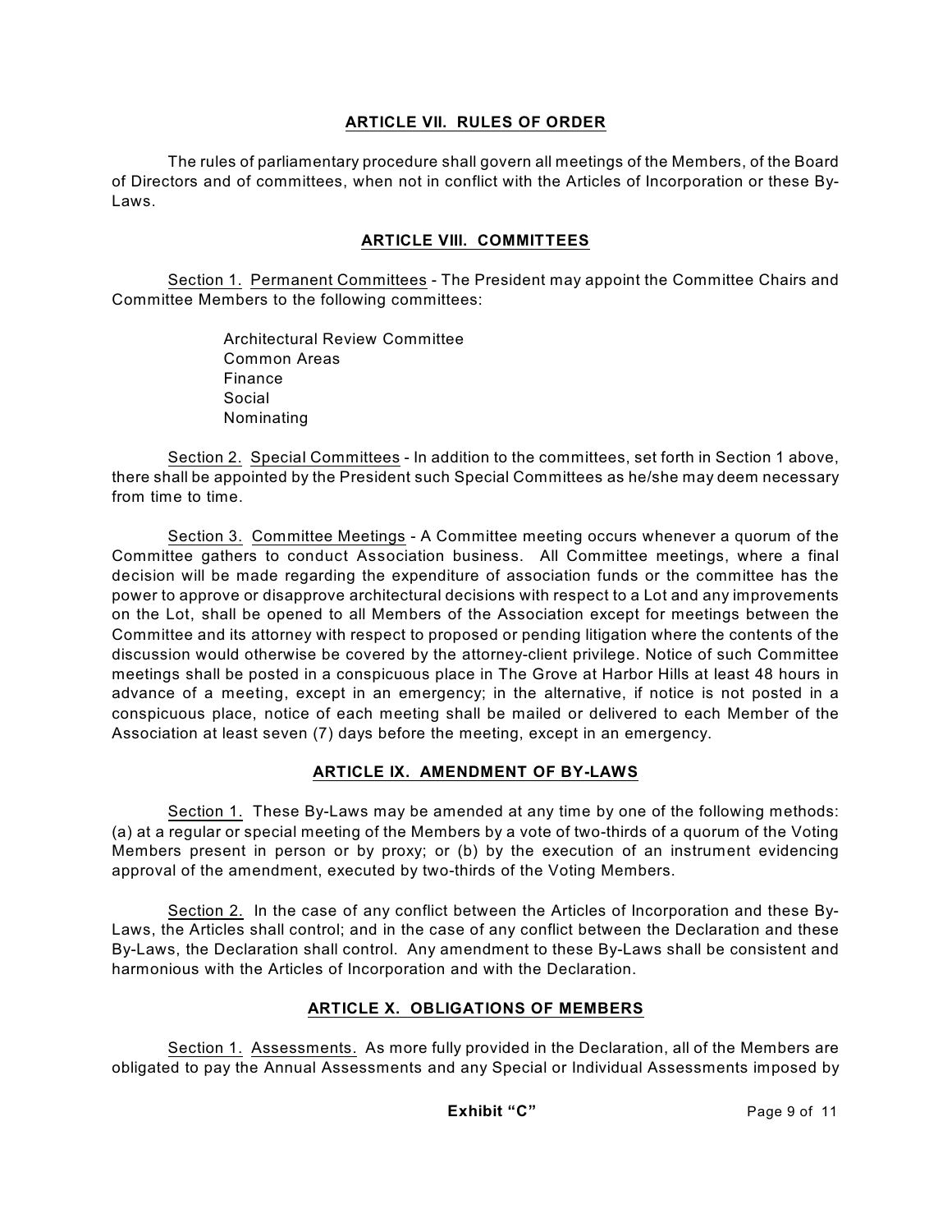## ARTICLE VII. RULES OF ORDER

The rules of parliamentary procedure shall govern all meetings of the Members, of the Board of Directors and of committees, when not in conflict with the Articles of Incorporation or these By-Laws.

## ARTICLE VIII. COMMITTEES

Section 1. Permanent Committees - The President may appoint the Committee Chairs and Committee Members to the following committees:

- Architectural Review Committee
- Common Areas
- Finance
- Social
- Nominating

Section 2. Special Committees - In addition to the committees, set forth in Section 1 above, there shall be appointed by the President such Special Committees as he/she may deem necessary from time to time.

Section 3. Committee Meetings - A Committee meeting occurs whenever a quorum of the Committee gathers to conduct Association business. All Committee meetings, where a final decision will be made regarding the expenditure of association funds or the committee has the power to approve or disapprove architectural decisions with respect to a Lot and any improvements on the Lot, shall be opened to all Members of the Association except for meetings between the Committee and its attorney with respect to proposed or pending litigation where the contents of the discussion would otherwise be covered by the attorney-client privilege. Notice of such Committee meetings shall be posted in a conspicuous place in The Grove at Harbor Hills at least 48 hours in advance of a meeting, except in an emergency; in the alternative, if notice is not posted in a conspicuous place, notice of each meeting shall be mailed or delivered to each Member of the Association at least seven (7) days before the meeting, except in an emergency.

## ARTICLE IX. AMENDMENT OF BY-LAWS

Section 1. These By-Laws may be amended at any time by one of the following methods: (a) at a regular or special meeting of the Members by a vote of two-thirds of a quorum of the Voting Members present in person or by proxy; or (b) by the execution of an instrument evidencing approval of the amendment, executed by two-thirds of the Voting Members.

Section 2. In the case of any conflict between the Articles of Incorporation and these By-Laws, the Articles shall control; and in the case of any conflict between the Declaration and these By-Laws, the Declaration shall control. Any amendment to these By-Laws shall be consistent and harmonious with the Articles of Incorporation and with the Declaration.

## ARTICLE X. OBLIGATIONS OF MEMBERS

Section 1. Assessments. As more fully provided in the Declaration, all of the Members are obligated to pay the Annual Assessments and any Special or Individual Assessments imposed by

**Exhibit "C"**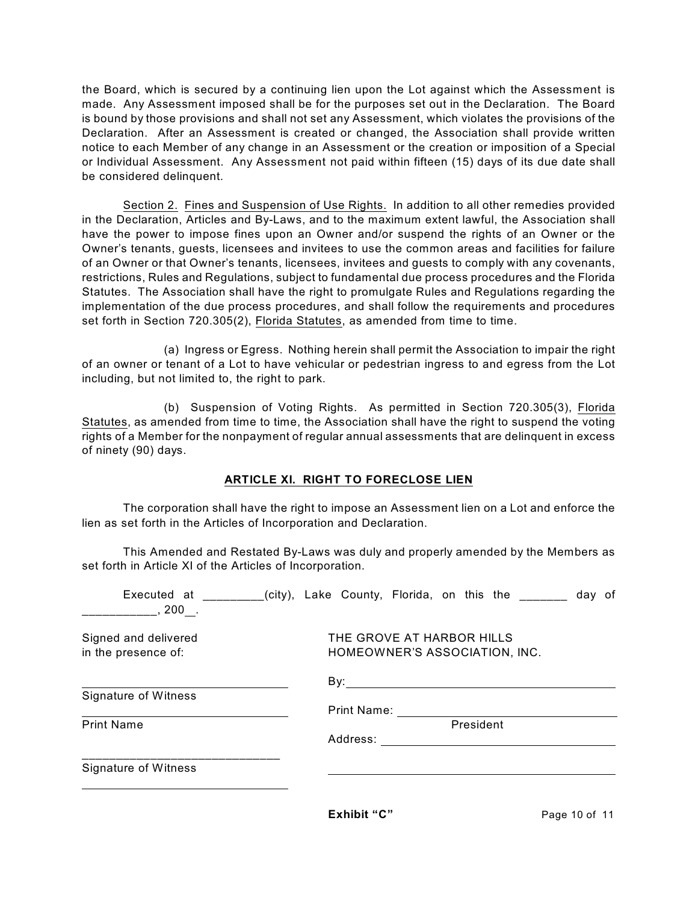the Board, which is secured by a continuing lien upon the Lot against which the Assessment is made. Any Assessment imposed shall be for the purposes set out in the Declaration. The Board is bound by those provisions and shall not set any Assessment, which violates the provisions of the Declaration. After an Assessment is created or changed, the Association shall provide written notice to each Member of any change in an Assessment or the creation or imposition of a Special or Individual Assessment. Any Assessment not paid within fifteen (15) days of its due date shall be considered delinquent.

Section 2. Fines and Suspension of Use Rights. In addition to all other remedies provided in the Declaration, Articles and By-Laws, and to the maximum extent lawful, the Association shall have the power to impose fines upon an Owner and/or suspend the rights of an Owner or the Owner's tenants, guests, licensees and invitees to use the common areas and facilities for failure of an Owner or that Owner's tenants, licensees, invitees and guests to comply with any covenants, restrictions, Rules and Regulations, subject to fundamental due process procedures and the Florida Statutes. The Association shall have the right to promulgate Rules and Regulations regarding the implementation of the due process procedures, and shall follow the requirements and procedures set forth in Section 720.305(2), Florida Statutes, as amended from time to time.

(a) Ingress or Egress. Nothing herein shall permit the Association to impair the right of an owner or tenant of a Lot to have vehicular or pedestrian ingress to and egress from the Lot including, but not limited to, the right to park.

(b) Suspension of Voting Rights. As permitted in Section 720.305(3), Florida Statutes, as amended from time to time, the Association shall have the right to suspend the voting rights of a Member for the nonpayment of regular annual assessments that are delinquent in excess of ninety (90) days.

## ARTICLE XI. RIGHT TO FORECLOSE LIEN

The corporation shall have the right to impose an Assessment lien on a Lot and enforce the lien as set forth in the Articles of Incorporation and Declaration.

This Amended and Restated By-Laws was duly and properly amended by the Members as set forth in Article XI of the Articles of Incorporation.

Executed at _________(city), Lake County, Florida, on this the _______ day of ___________, 200__.

Signed and delivered
in the presence of:

THE GROVE AT HARBOR HILLS
HOMEOWNER'S ASSOCIATION, INC.

______________________________
Signature of Witness

______________________________
Print Name

______________________________
Signature of Witness

______________________________

By: ______________________________

Print Name: ______________________________
President

Address: ______________________________

______________________________

**Exhibit "C"**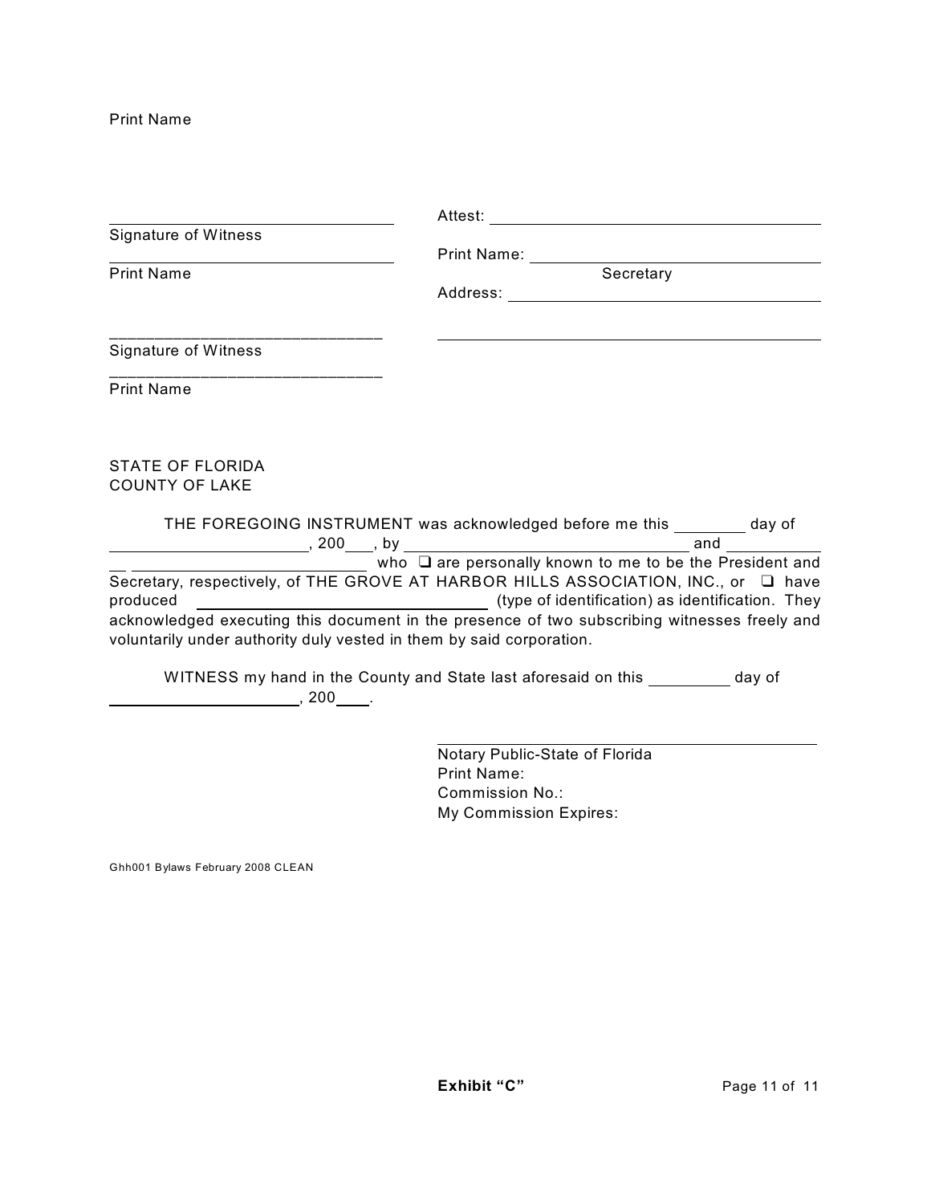Print Name

| | |
|---|---|
| ______________________________ | Attest: ______________________________ |
| Signature of Witness | |
| ______________________________ | Print Name: ______________________________ |
| Print Name | Secretary |
| | Address: ______________________________ |
| ______________________________ | ______________________________ |
| Signature of Witness | |
| ______________________________ | |
| Print Name | |

STATE OF FLORIDA
COUNTY OF LAKE

THE FOREGOING INSTRUMENT was acknowledged before me this ________ day of ______________________, 200___, by ________________________________ and ______________ __________________________ who ❑ are personally known to me to be the President and Secretary, respectively, of THE GROVE AT HARBOR HILLS ASSOCIATION, INC., or ❑ have produced ________________________________ (type of identification) as identification. They acknowledged executing this document in the presence of two subscribing witnesses freely and voluntarily under authority duly vested in them by said corporation.

WITNESS my hand in the County and State last aforesaid on this _________ day of ______________________, 200____.

______________________________
Notary Public-State of Florida
Print Name:
Commission No.:
My Commission Expires:

Ghh001 Bylaws February 2008 CLEAN

**Exhibit "C"**